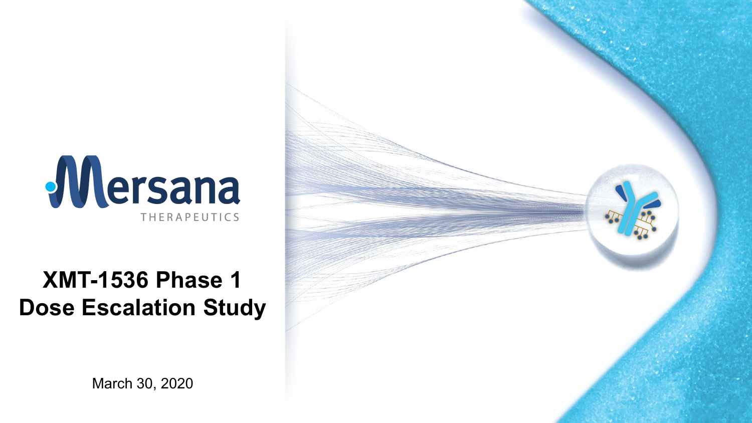Mersana

THERAPEUTICS

# XMT-1536 Phase 1 Dose Escalation Study

March 30, 2020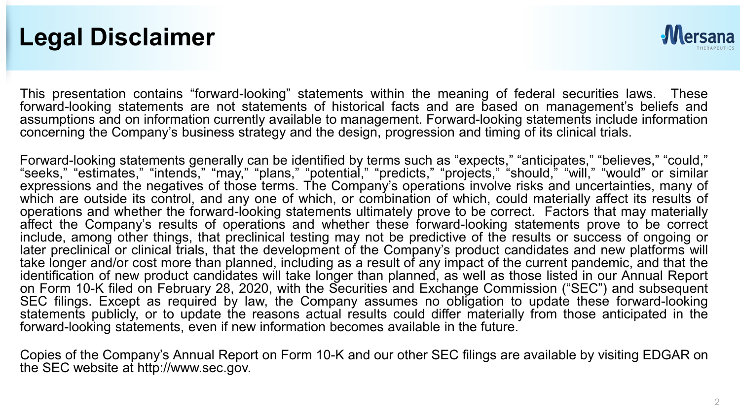# Legal Disclaimer

This presentation contains “forward-looking” statements within the meaning of federal securities laws. These forward-looking statements are not statements of historical facts and are based on management’s beliefs and assumptions and on information currently available to management. Forward-looking statements include information concerning the Company’s business strategy and the design, progression and timing of its clinical trials.

Forward-looking statements generally can be identified by terms such as “expects,” “anticipates,” “believes,” “could,” “seeks,” “estimates,” “intends,” “may,” “plans,” “potential,” “predicts,” “projects,” “should,” “will,” “would” or similar expressions and the negatives of those terms. The Company’s operations involve risks and uncertainties, many of which are outside its control, and any one of which, or combination of which, could materially affect its results of operations and whether the forward-looking statements ultimately prove to be correct. Factors that may materially affect the Company’s results of operations and whether these forward-looking statements prove to be correct include, among other things, that preclinical testing may not be predictive of the results or success of ongoing or later preclinical or clinical trials, that the development of the Company’s product candidates and new platforms will take longer and/or cost more than planned, including as a result of any impact of the current pandemic, and that the identification of new product candidates will take longer than planned, as well as those listed in our Annual Report on Form 10-K filed on February 28, 2020, with the Securities and Exchange Commission (“SEC”) and subsequent SEC filings. Except as required by law, the Company assumes no obligation to update these forward-looking statements publicly, or to update the reasons actual results could differ materially from those anticipated in the forward-looking statements, even if new information becomes available in the future.

Copies of the Company’s Annual Report on Form 10-K and our other SEC filings are available by visiting EDGAR on the SEC website at http://www.sec.gov.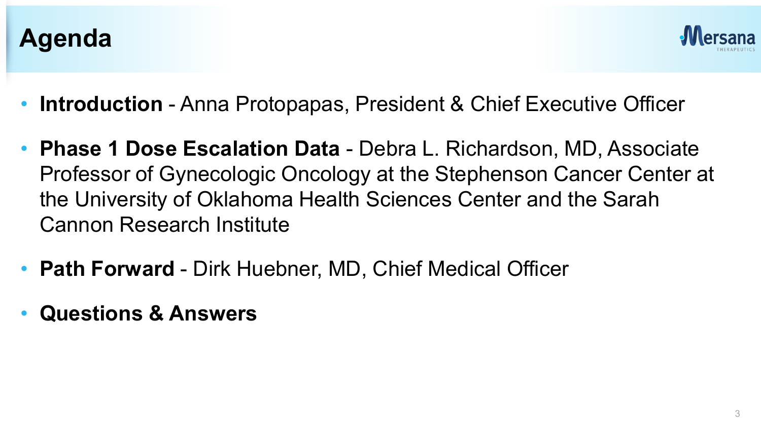# Agenda

- **Introduction** - Anna Protopapas, President & Chief Executive Officer
- **Phase 1 Dose Escalation Data** - Debra L. Richardson, MD, Associate Professor of Gynecologic Oncology at the Stephenson Cancer Center at the University of Oklahoma Health Sciences Center and the Sarah Cannon Research Institute
- **Path Forward** - Dirk Huebner, MD, Chief Medical Officer
- **Questions & Answers**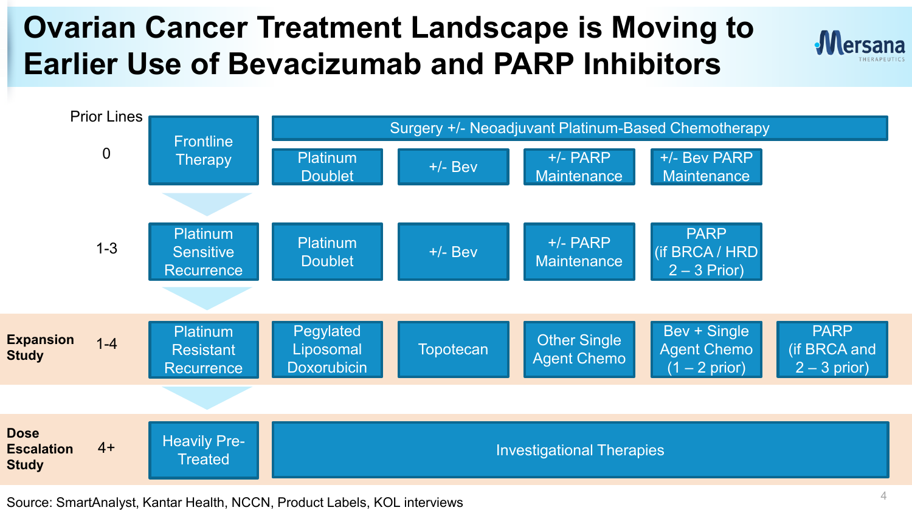# Ovarian Cancer Treatment Landscape is Moving to Earlier Use of Bevacizumab and PARP Inhibitors

| | Prior Lines | | | | | | |
|---|---|---|---|---|---|---|---|
| | 0 | Frontline Therapy | Surgery +/- Neoadjuvant Platinum-Based Chemotherapy | | | | |
| | | | Platinum Doublet | +/- Bev | +/- PARP Maintenance | +/- Bev PARP Maintenance | |
| | 1-3 | Platinum Sensitive Recurrence | Platinum Doublet | +/- Bev | +/- PARP Maintenance | PARP (if BRCA / HRD 2 – 3 Prior) | |
| **Expansion Study** | 1-4 | Platinum Resistant Recurrence | Pegylated Liposomal Doxorubicin | Topotecan | Other Single Agent Chemo | Bev + Single Agent Chemo (1 – 2 prior) | PARP (if BRCA and 2 – 3 prior) |
| **Dose Escalation Study** | 4+ | Heavily Pre-Treated | Investigational Therapies | | | | |

Source: SmartAnalyst, Kantar Health, NCCN, Product Labels, KOL interviews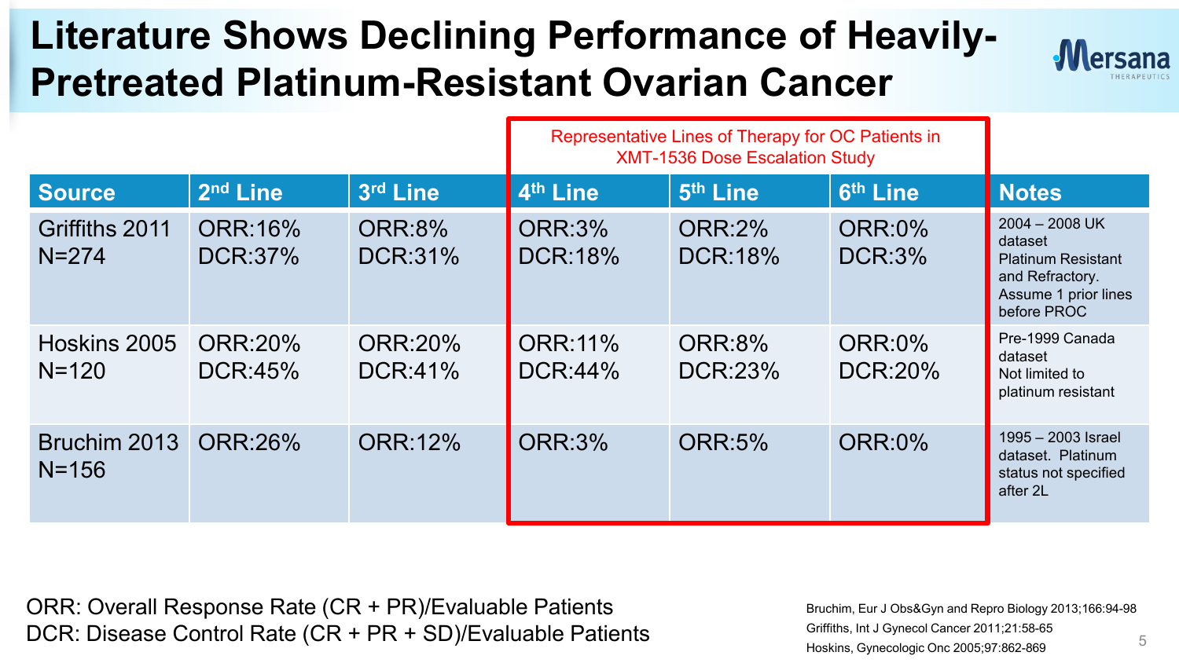# Literature Shows Declining Performance of Heavily-Pretreated Platinum-Resistant Ovarian Cancer

Representative Lines of Therapy for OC Patients in XMT-1536 Dose Escalation Study (4th–6th Line)

| Source | 2nd Line | 3rd Line | 4th Line | 5th Line | 6th Line | Notes |
|---|---|---|---|---|---|---|
| Griffiths 2011 N=274 | ORR:16% DCR:37% | ORR:8% DCR:31% | ORR:3% DCR:18% | ORR:2% DCR:18% | ORR:0% DCR:3% | 2004 – 2008 UK dataset Platinum Resistant and Refractory. Assume 1 prior lines before PROC |
| Hoskins 2005 N=120 | ORR:20% DCR:45% | ORR:20% DCR:41% | ORR:11% DCR:44% | ORR:8% DCR:23% | ORR:0% DCR:20% | Pre-1999 Canada dataset Not limited to platinum resistant |
| Bruchim 2013 N=156 | ORR:26% | ORR:12% | ORR:3% | ORR:5% | ORR:0% | 1995 – 2003 Israel dataset. Platinum status not specified after 2L |

ORR: Overall Response Rate (CR + PR)/Evaluable Patients
DCR: Disease Control Rate (CR + PR + SD)/Evaluable Patients

Bruchim, Eur J Obs&Gyn and Repro Biology 2013;166:94-98
Griffiths, Int J Gynecol Cancer 2011;21:58-65
Hoskins, Gynecologic Onc 2005;97:862-869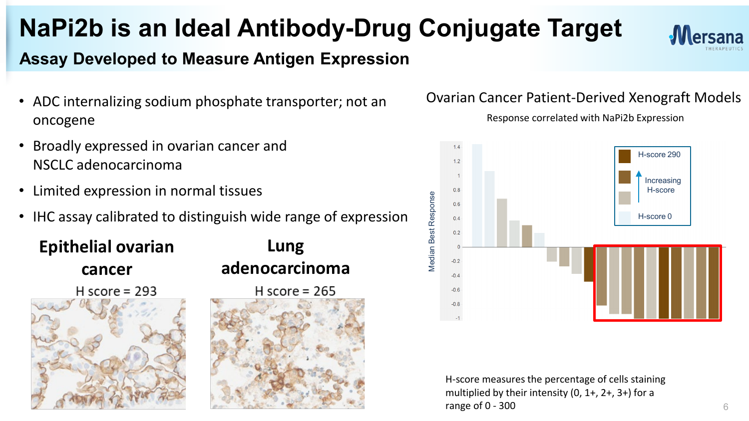# NaPi2b is an Ideal Antibody-Drug Conjugate Target

## Assay Developed to Measure Antigen Expression

- ADC internalizing sodium phosphate transporter; not an oncogene
- Broadly expressed in ovarian cancer and NSCLC adenocarcinoma
- Limited expression in normal tissues
- IHC assay calibrated to distinguish wide range of expression

**Epithelial ovarian cancer**

H score = 293

**Lung adenocarcinoma**

H score = 265

Ovarian Cancer Patient-Derived Xenograft Models

Response correlated with NaPi2b Expression

Median Best Response

H-score 290

Increasing H-score

H-score 0

H-score measures the percentage of cells staining multiplied by their intensity (0, 1+, 2+, 3+) for a range of 0 - 300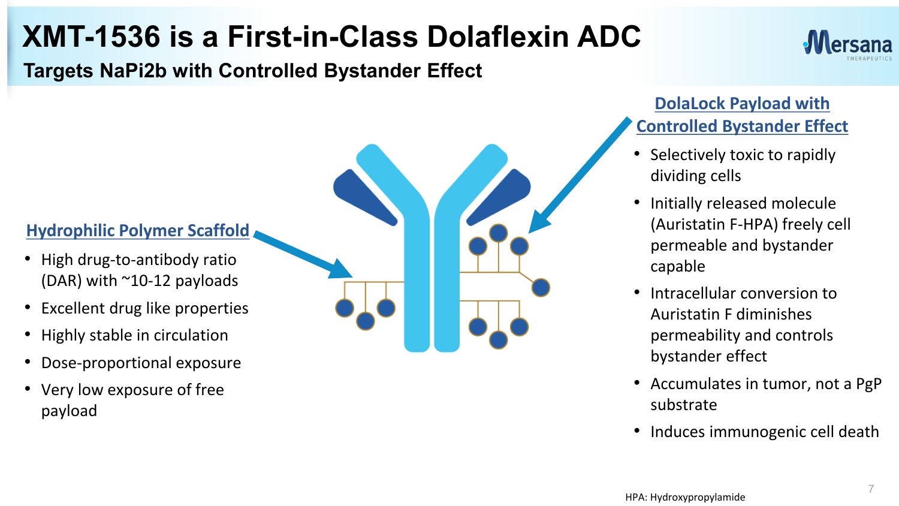# XMT-1536 is a First-in-Class Dolaflexin ADC

## Targets NaPi2b with Controlled Bystander Effect

### Hydrophilic Polymer Scaffold

- High drug-to-antibody ratio (DAR) with ~10-12 payloads
- Excellent drug like properties
- Highly stable in circulation
- Dose-proportional exposure
- Very low exposure of free payload

### DolaLock Payload with Controlled Bystander Effect

- Selectively toxic to rapidly dividing cells
- Initially released molecule (Auristatin F-HPA) freely cell permeable and bystander capable
- Intracellular conversion to Auristatin F diminishes permeability and controls bystander effect
- Accumulates in tumor, not a PgP substrate
- Induces immunogenic cell death

HPA: Hydroxypropylamide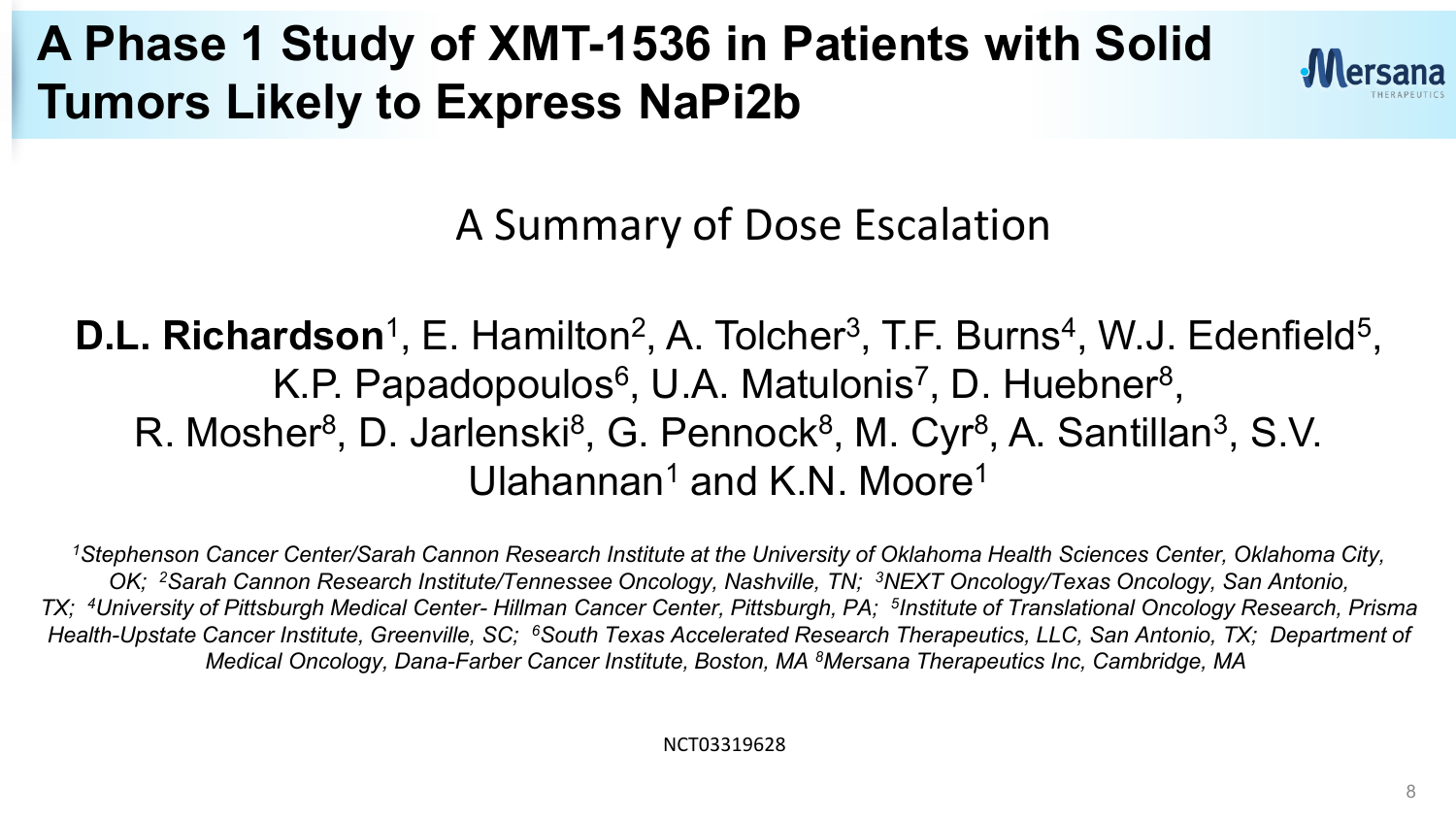# A Phase 1 Study of XMT-1536 in Patients with Solid Tumors Likely to Express NaPi2b

Mersana Therapeutics

## A Summary of Dose Escalation

**D.L. Richardson**[1], E. Hamilton[2], A. Tolcher[3], T.F. Burns[4], W.J. Edenfield[5], K.P. Papadopoulos[6], U.A. Matulonis[7], D. Huebner[8], R. Mosher[8], D. Jarlenski[8], G. Pennock[8], M. Cyr[8], A. Santillan[3], S.V. Ulahannan[1] and K.N. Moore[1]

*[1]Stephenson Cancer Center/Sarah Cannon Research Institute at the University of Oklahoma Health Sciences Center, Oklahoma City, OK; [2]Sarah Cannon Research Institute/Tennessee Oncology, Nashville, TN; [3]NEXT Oncology/Texas Oncology, San Antonio, TX; [4]University of Pittsburgh Medical Center- Hillman Cancer Center, Pittsburgh, PA; [5]Institute of Translational Oncology Research, Prisma Health-Upstate Cancer Institute, Greenville, SC; [6]South Texas Accelerated Research Therapeutics, LLC, San Antonio, TX; Department of Medical Oncology, Dana-Farber Cancer Institute, Boston, MA [8]Mersana Therapeutics Inc, Cambridge, MA*

NCT03319628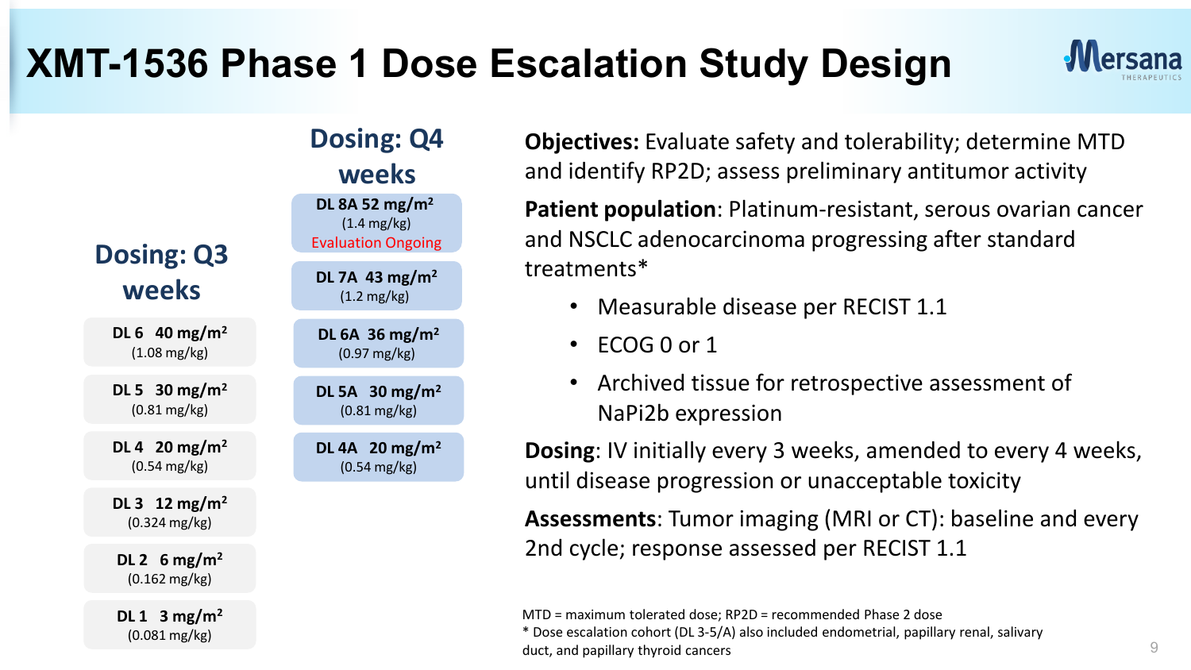# XMT-1536 Phase 1 Dose Escalation Study Design

| Dosing: Q3 weeks | Dosing: Q4 weeks |
| --- | --- |
| | DL 8A 52 mg/m$^2$ (1.4 mg/kg) Evaluation Ongoing |
| | DL 7A 43 mg/m$^2$ (1.2 mg/kg) |
| DL 6 40 mg/m$^2$ (1.08 mg/kg) | DL 6A 36 mg/m$^2$ (0.97 mg/kg) |
| DL 5 30 mg/m$^2$ (0.81 mg/kg) | DL 5A 30 mg/m$^2$ (0.81 mg/kg) |
| DL 4 20 mg/m$^2$ (0.54 mg/kg) | DL 4A 20 mg/m$^2$ (0.54 mg/kg) |
| DL 3 12 mg/m$^2$ (0.324 mg/kg) | |
| DL 2 6 mg/m$^2$ (0.162 mg/kg) | |
| DL 1 3 mg/m$^2$ (0.081 mg/kg) | |

**Objectives:** Evaluate safety and tolerability; determine MTD and identify RP2D; assess preliminary antitumor activity

**Patient population**: Platinum-resistant, serous ovarian cancer and NSCLC adenocarcinoma progressing after standard treatments*

- Measurable disease per RECIST 1.1
- ECOG 0 or 1
- Archived tissue for retrospective assessment of NaPi2b expression

**Dosing**: IV initially every 3 weeks, amended to every 4 weeks, until disease progression or unacceptable toxicity

**Assessments**: Tumor imaging (MRI or CT): baseline and every 2nd cycle; response assessed per RECIST 1.1

MTD = maximum tolerated dose; RP2D = recommended Phase 2 dose
* Dose escalation cohort (DL 3-5/A) also included endometrial, papillary renal, salivary duct, and papillary thyroid cancers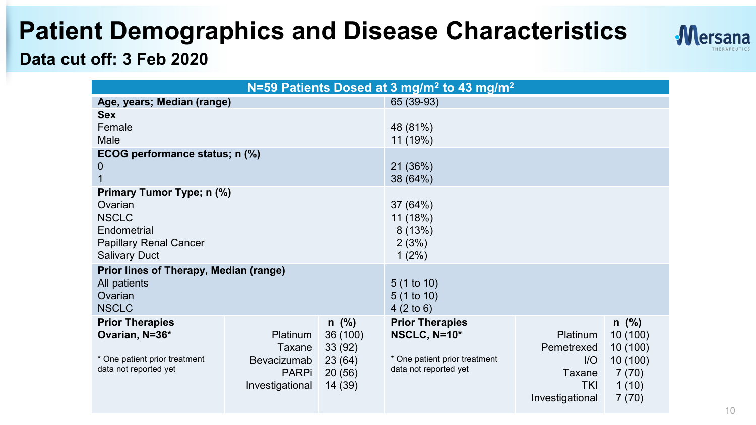# Patient Demographics and Disease Characteristics

## Data cut off: 3 Feb 2020

| N=59 Patients Dosed at 3 mg/m$^2$ to 43 mg/m$^2$ | |
|---|---|
| **Age, years; Median (range)** | 65 (39-93) |
| **Sex** | |
| Female | 48 (81%) |
| Male | 11 (19%) |
| **ECOG performance status; n (%)** | |
| 0 | 21 (36%) |
| 1 | 38 (64%) |
| **Primary Tumor Type; n (%)** | |
| Ovarian | 37 (64%) |
| NSCLC | 11 (18%) |
| Endometrial | 8 (13%) |
| Papillary Renal Cancer | 2 (3%) |
| Salivary Duct | 1 (2%) |
| **Prior lines of Therapy, Median (range)** | |
| All patients | 5 (1 to 10) |
| Ovarian | 5 (1 to 10) |
| NSCLC | 4 (2 to 6) |

| **Prior Therapies Ovarian, N=36*** | | **n (%)** | **Prior Therapies NSCLC, N=10*** | | **n (%)** |
|---|---|---|---|---|---|
| | Platinum | 36 (100) | | Platinum | 10 (100) |
| | Taxane | 33 (92) | | Pemetrexed | 10 (100) |
| | Bevacizumab | 23 (64) | | I/O | 10 (100) |
| | PARPi | 20 (56) | | Taxane | 7 (70) |
| | Investigational | 14 (39) | | TKI | 1 (10) |
| | | | | Investigational | 7 (70) |

Ovarian: * One patient prior treatment data not reported yet

NSCLC: * One patient prior treatment data not reported yet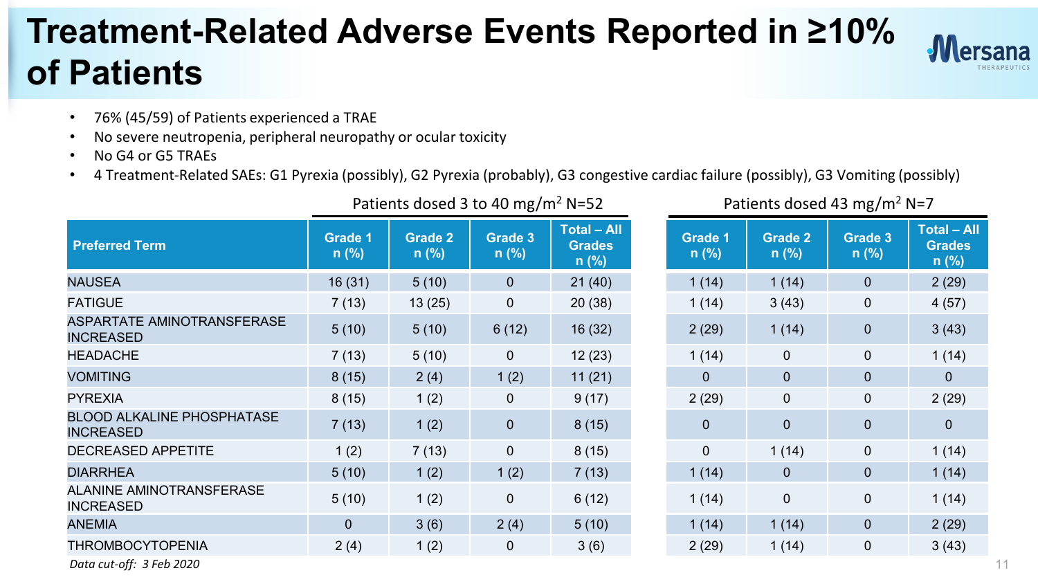# Treatment-Related Adverse Events Reported in ≥10% of Patients

- 76% (45/59) of Patients experienced a TRAE
- No severe neutropenia, peripheral neuropathy or ocular toxicity
- No G4 or G5 TRAEs
- 4 Treatment-Related SAEs: G1 Pyrexia (possibly), G2 Pyrexia (probably), G3 congestive cardiac failure (possibly), G3 Vomiting (possibly)

| | Patients dosed 3 to 40 mg/m$^2$ N=52 | | | | Patients dosed 43 mg/m$^2$ N=7 | | | |
|---|---|---|---|---|---|---|---|---|
| **Preferred Term** | **Grade 1 n (%)** | **Grade 2 n (%)** | **Grade 3 n (%)** | **Total – All Grades n (%)** | **Grade 1 n (%)** | **Grade 2 n (%)** | **Grade 3 n (%)** | **Total – All Grades n (%)** |
| NAUSEA | 16 (31) | 5 (10) | 0 | 21 (40) | 1 (14) | 1 (14) | 0 | 2 (29) |
| FATIGUE | 7 (13) | 13 (25) | 0 | 20 (38) | 1 (14) | 3 (43) | 0 | 4 (57) |
| ASPARTATE AMINOTRANSFERASE INCREASED | 5 (10) | 5 (10) | 6 (12) | 16 (32) | 2 (29) | 1 (14) | 0 | 3 (43) |
| HEADACHE | 7 (13) | 5 (10) | 0 | 12 (23) | 1 (14) | 0 | 0 | 1 (14) |
| VOMITING | 8 (15) | 2 (4) | 1 (2) | 11 (21) | 0 | 0 | 0 | 0 |
| PYREXIA | 8 (15) | 1 (2) | 0 | 9 (17) | 2 (29) | 0 | 0 | 2 (29) |
| BLOOD ALKALINE PHOSPHATASE INCREASED | 7 (13) | 1 (2) | 0 | 8 (15) | 0 | 0 | 0 | 0 |
| DECREASED APPETITE | 1 (2) | 7 (13) | 0 | 8 (15) | 0 | 1 (14) | 0 | 1 (14) |
| DIARRHEA | 5 (10) | 1 (2) | 1 (2) | 7 (13) | 1 (14) | 0 | 0 | 1 (14) |
| ALANINE AMINOTRANSFERASE INCREASED | 5 (10) | 1 (2) | 0 | 6 (12) | 1 (14) | 0 | 0 | 1 (14) |
| ANEMIA | 0 | 3 (6) | 2 (4) | 5 (10) | 1 (14) | 1 (14) | 0 | 2 (29) |
| THROMBOCYTOPENIA | 2 (4) | 1 (2) | 0 | 3 (6) | 2 (29) | 1 (14) | 0 | 3 (43) |

*Data cut-off: 3 Feb 2020*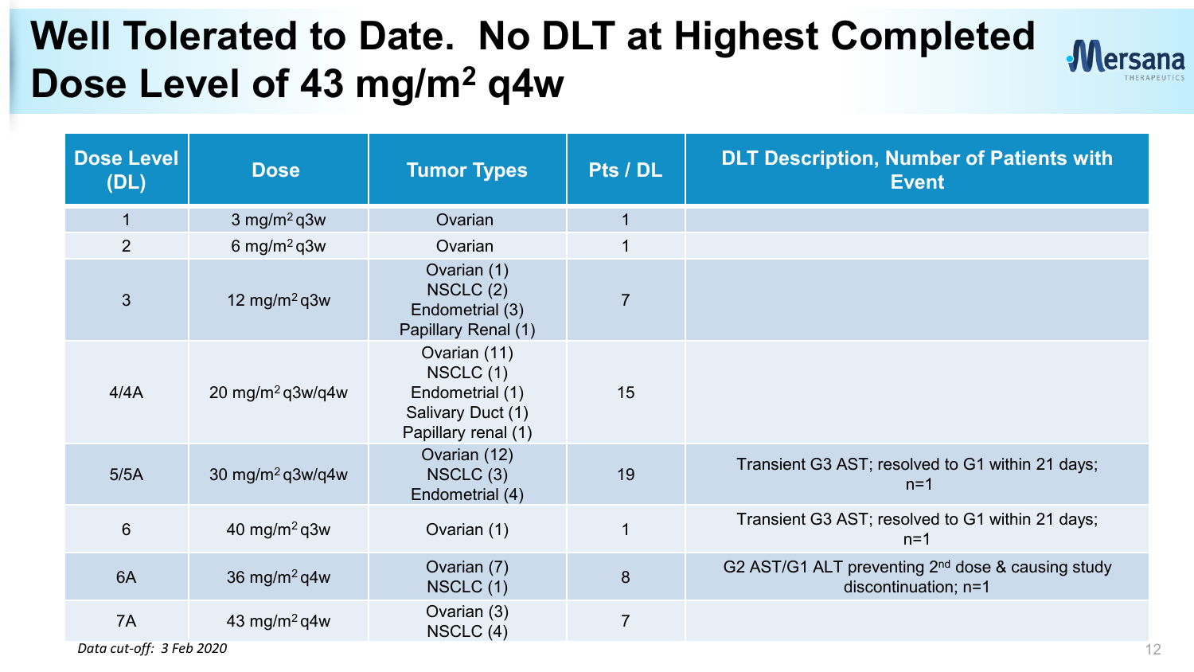# Well Tolerated to Date. No DLT at Highest Completed Dose Level of 43 mg/m$^2$ q4w

| Dose Level (DL) | Dose | Tumor Types | Pts / DL | DLT Description, Number of Patients with Event |
|---|---|---|---|---|
| 1 | 3 mg/m$^2$ q3w | Ovarian | 1 | |
| 2 | 6 mg/m$^2$ q3w | Ovarian | 1 | |
| 3 | 12 mg/m$^2$ q3w | Ovarian (1)<br>NSCLC (2)<br>Endometrial (3)<br>Papillary Renal (1) | 7 | |
| 4/4A | 20 mg/m$^2$ q3w/q4w | Ovarian (11)<br>NSCLC (1)<br>Endometrial (1)<br>Salivary Duct (1)<br>Papillary renal (1) | 15 | |
| 5/5A | 30 mg/m$^2$ q3w/q4w | Ovarian (12)<br>NSCLC (3)<br>Endometrial (4) | 19 | Transient G3 AST; resolved to G1 within 21 days; n=1 |
| 6 | 40 mg/m$^2$ q3w | Ovarian (1) | 1 | Transient G3 AST; resolved to G1 within 21 days; n=1 |
| 6A | 36 mg/m$^2$ q4w | Ovarian (7)<br>NSCLC (1) | 8 | G2 AST/G1 ALT preventing 2nd dose & causing study discontinuation; n=1 |
| 7A | 43 mg/m$^2$ q4w | Ovarian (3)<br>NSCLC (4) | 7 | |

*Data cut-off: 3 Feb 2020*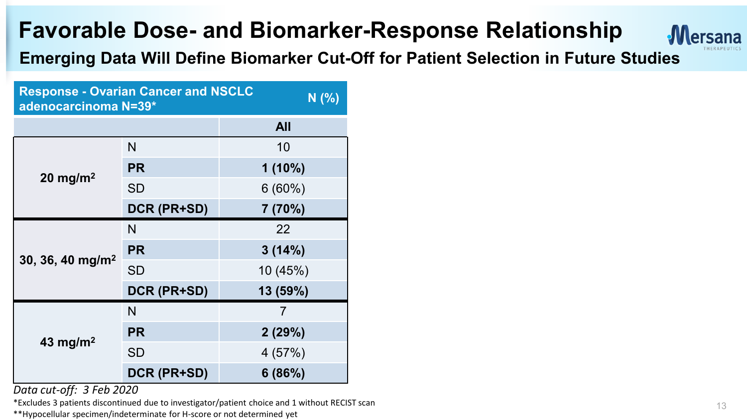# Favorable Dose- and Biomarker-Response Relationship

## Emerging Data Will Define Biomarker Cut-Off for Patient Selection in Future Studies

| Response - Ovarian Cancer and NSCLC adenocarcinoma N=39* | | N (%) |
|---|---|---|
| | | **All** |
| **20 mg/m²** | N | 10 |
| | **PR** | **1 (10%)** |
| | SD | 6 (60%) |
| | **DCR (PR+SD)** | **7 (70%)** |
| **30, 36, 40 mg/m²** | N | 22 |
| | **PR** | **3 (14%)** |
| | SD | 10 (45%) |
| | **DCR (PR+SD)** | **13 (59%)** |
| **43 mg/m²** | N | 7 |
| | **PR** | **2 (29%)** |
| | SD | 4 (57%) |
| | **DCR (PR+SD)** | **6 (86%)** |

*Data cut-off: 3 Feb 2020*

*Excludes 3 patients discontinued due to investigator/patient choice and 1 without RECIST scan

**Hypocellular specimen/indeterminate for H-score or not determined yet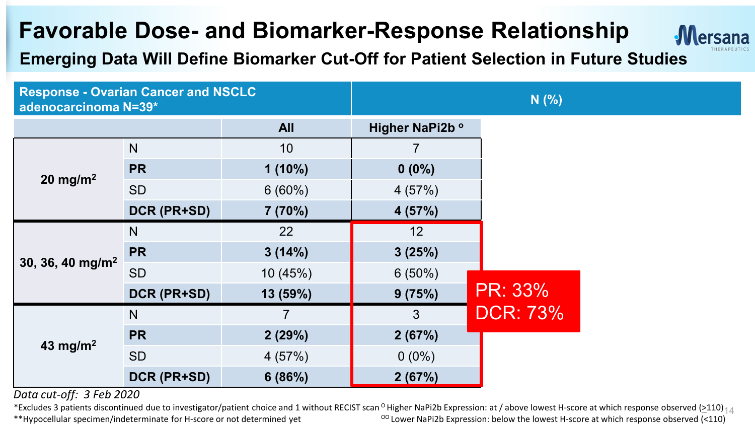# Favorable Dose- and Biomarker-Response Relationship

## Emerging Data Will Define Biomarker Cut-Off for Patient Selection in Future Studies

| Response - Ovarian Cancer and NSCLC adenocarcinoma N=39* | | N (%) | |
|---|---|---|---|
| | | **All** | **Higher NaPi2b °** |
| **20 mg/m²** | N | 10 | 7 |
| | **PR** | **1 (10%)** | **0 (0%)** |
| | SD | 6 (60%) | 4 (57%) |
| | **DCR (PR+SD)** | **7 (70%)** | **4 (57%)** |
| **30, 36, 40 mg/m²** | N | 22 | 12 |
| | **PR** | **3 (14%)** | **3 (25%)** |
| | SD | 10 (45%) | 6 (50%) |
| | **DCR (PR+SD)** | **13 (59%)** | **9 (75%)** |
| **43 mg/m²** | N | 7 | 3 |
| | **PR** | **2 (29%)** | **2 (67%)** |
| | SD | 4 (57%) | 0 (0%) |
| | **DCR (PR+SD)** | **6 (86%)** | **2 (67%)** |

PR: 33%
DCR: 73%

*Data cut-off: 3 Feb 2020*

*Excludes 3 patients discontinued due to investigator/patient choice and 1 without RECIST scan

**Hypocellular specimen/indeterminate for H-score or not determined yet

° Higher NaPi2b Expression: at / above lowest H-score at which response observed (≥110)

°° Lower NaPi2b Expression: below the lowest H-score at which response observed (<110)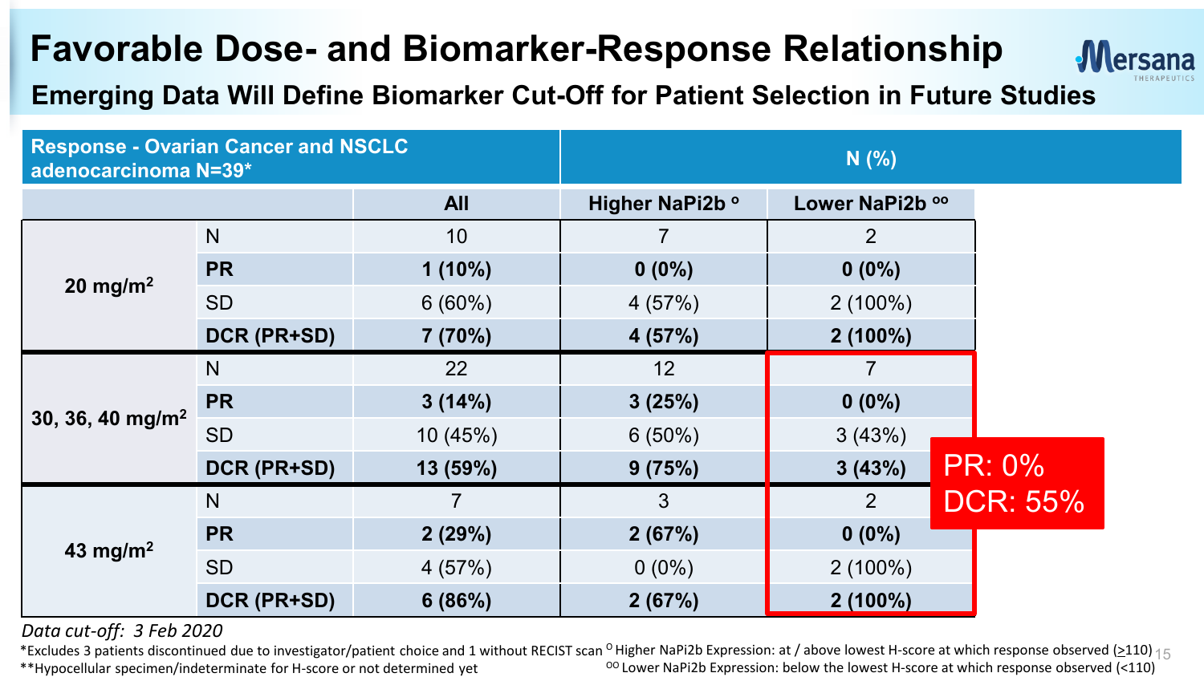# Favorable Dose- and Biomarker-Response Relationship

## Emerging Data Will Define Biomarker Cut-Off for Patient Selection in Future Studies

| Response - Ovarian Cancer and NSCLC adenocarcinoma N=39* | | N (%) | | |
|---|---|---|---|---|
| | | **All** | **Higher NaPi2b °** | **Lower NaPi2b °°** |
| **20 mg/m²** | N | 10 | 7 | 2 |
| | **PR** | **1 (10%)** | **0 (0%)** | **0 (0%)** |
| | SD | 6 (60%) | 4 (57%) | 2 (100%) |
| | **DCR (PR+SD)** | **7 (70%)** | **4 (57%)** | **2 (100%)** |
| **30, 36, 40 mg/m²** | N | 22 | 12 | 7 |
| | **PR** | **3 (14%)** | **3 (25%)** | **0 (0%)** |
| | SD | 10 (45%) | 6 (50%) | 3 (43%) |
| | **DCR (PR+SD)** | **13 (59%)** | **9 (75%)** | **3 (43%)** |
| **43 mg/m²** | N | 7 | 3 | 2 |
| | **PR** | **2 (29%)** | **2 (67%)** | **0 (0%)** |
| | SD | 4 (57%) | 0 (0%) | 2 (100%) |
| | **DCR (PR+SD)** | **6 (86%)** | **2 (67%)** | **2 (100%)** |

PR: 0%
DCR: 55%

*Data cut-off: 3 Feb 2020*

*Excludes 3 patients discontinued due to investigator/patient choice and 1 without RECIST scan

**Hypocellular specimen/indeterminate for H-score or not determined yet

° Higher NaPi2b Expression: at / above lowest H-score at which response observed (≥110)

°° Lower NaPi2b Expression: below the lowest H-score at which response observed (<110)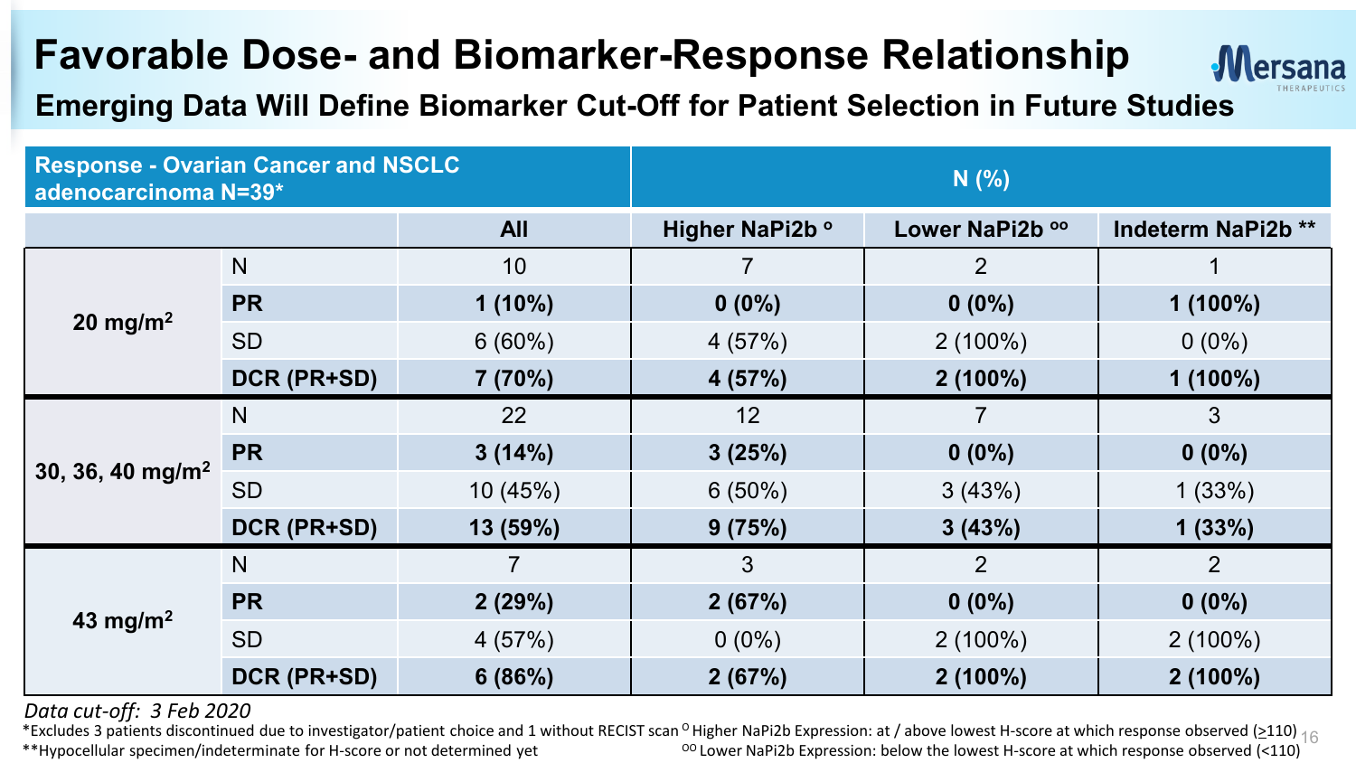# Favorable Dose- and Biomarker-Response Relationship

## Emerging Data Will Define Biomarker Cut-Off for Patient Selection in Future Studies

| Response - Ovarian Cancer and NSCLC adenocarcinoma N=39* | | N (%) | | | |
|---|---|---|---|---|---|
| | | **All** | **Higher NaPi2b °** | **Lower NaPi2b °°** | **Indeterm NaPi2b \*\*** |
| **20 mg/m²** | N | 10 | 7 | 2 | 1 |
| | **PR** | **1 (10%)** | **0 (0%)** | **0 (0%)** | **1 (100%)** |
| | SD | 6 (60%) | 4 (57%) | 2 (100%) | 0 (0%) |
| | **DCR (PR+SD)** | **7 (70%)** | **4 (57%)** | **2 (100%)** | **1 (100%)** |
| **30, 36, 40 mg/m²** | N | 22 | 12 | 7 | 3 |
| | **PR** | **3 (14%)** | **3 (25%)** | **0 (0%)** | **0 (0%)** |
| | SD | 10 (45%) | 6 (50%) | 3 (43%) | 1 (33%) |
| | **DCR (PR+SD)** | **13 (59%)** | **9 (75%)** | **3 (43%)** | **1 (33%)** |
| **43 mg/m²** | N | 7 | 3 | 2 | 2 |
| | **PR** | **2 (29%)** | **2 (67%)** | **0 (0%)** | **0 (0%)** |
| | SD | 4 (57%) | 0 (0%) | 2 (100%) | 2 (100%) |
| | **DCR (PR+SD)** | **6 (86%)** | **2 (67%)** | **2 (100%)** | **2 (100%)** |

*Data cut-off: 3 Feb 2020*

*Excludes 3 patients discontinued due to investigator/patient choice and 1 without RECIST scan

**Hypocellular specimen/indeterminate for H-score or not determined yet

° Higher NaPi2b Expression: at / above lowest H-score at which response observed (≥110)

°° Lower NaPi2b Expression: below the lowest H-score at which response observed (<110)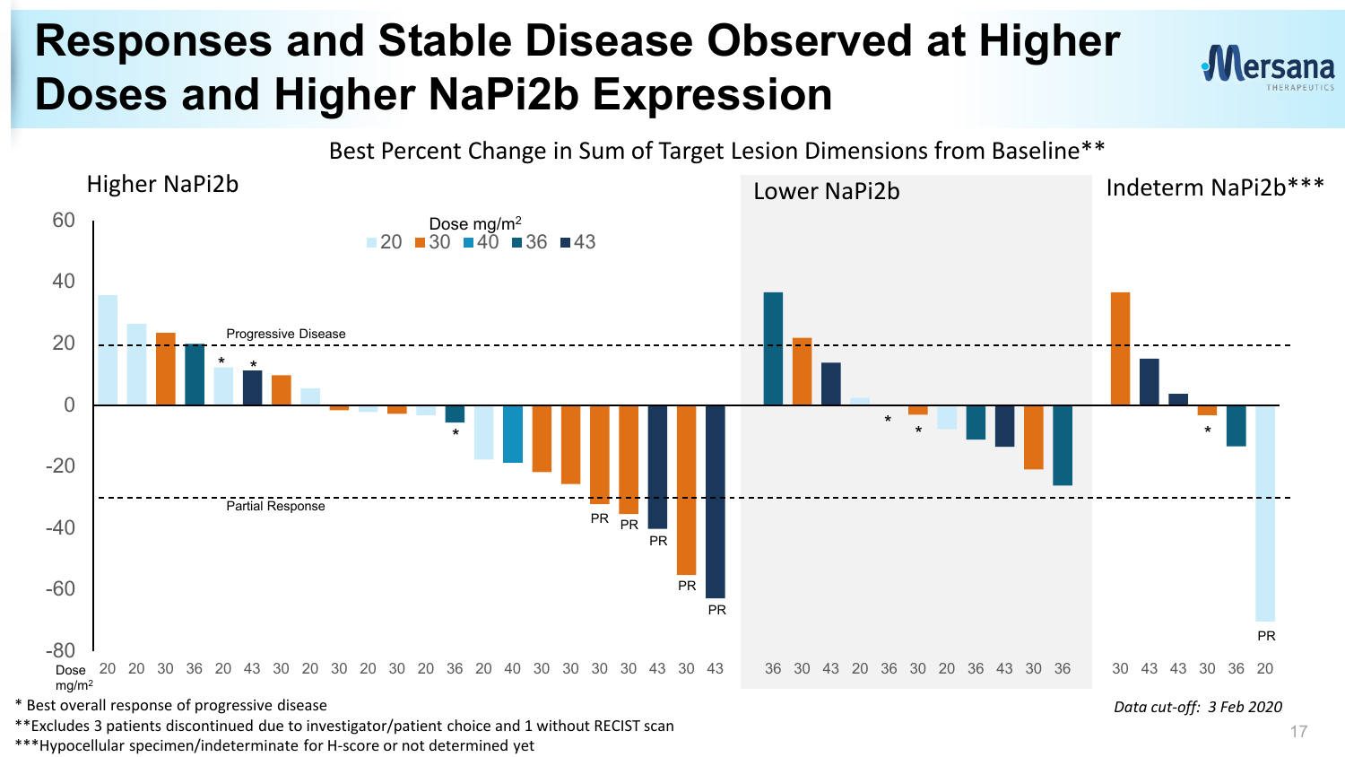# Responses and Stable Disease Observed at Higher Doses and Higher NaPi2b Expression

Best Percent Change in Sum of Target Lesion Dimensions from Baseline**

Higher NaPi2b | Lower NaPi2b | Indeterm NaPi2b***

Dose mg/m²: 20, 30, 40, 36, 43

Progressive Disease

Partial Response

| Group | Dose mg/m² |
|---|---|
| Higher NaPi2b | 20 20 30 36 20* 43* 30 20 30 20 30 20 36* 20 40 30 30 30 (PR) 30 (PR) 43 (PR) 30 (PR) 43 (PR) |
| Lower NaPi2b | 36 30 43 20 36* 30* 20 36 43 30 36 |
| Indeterm NaPi2b*** | 30 43 43 30* 36 20 (PR) |

\* Best overall response of progressive disease

**Excludes 3 patients discontinued due to investigator/patient choice and 1 without RECIST scan

***Hypocellular specimen/indeterminate for H-score or not determined yet

*Data cut-off: 3 Feb 2020*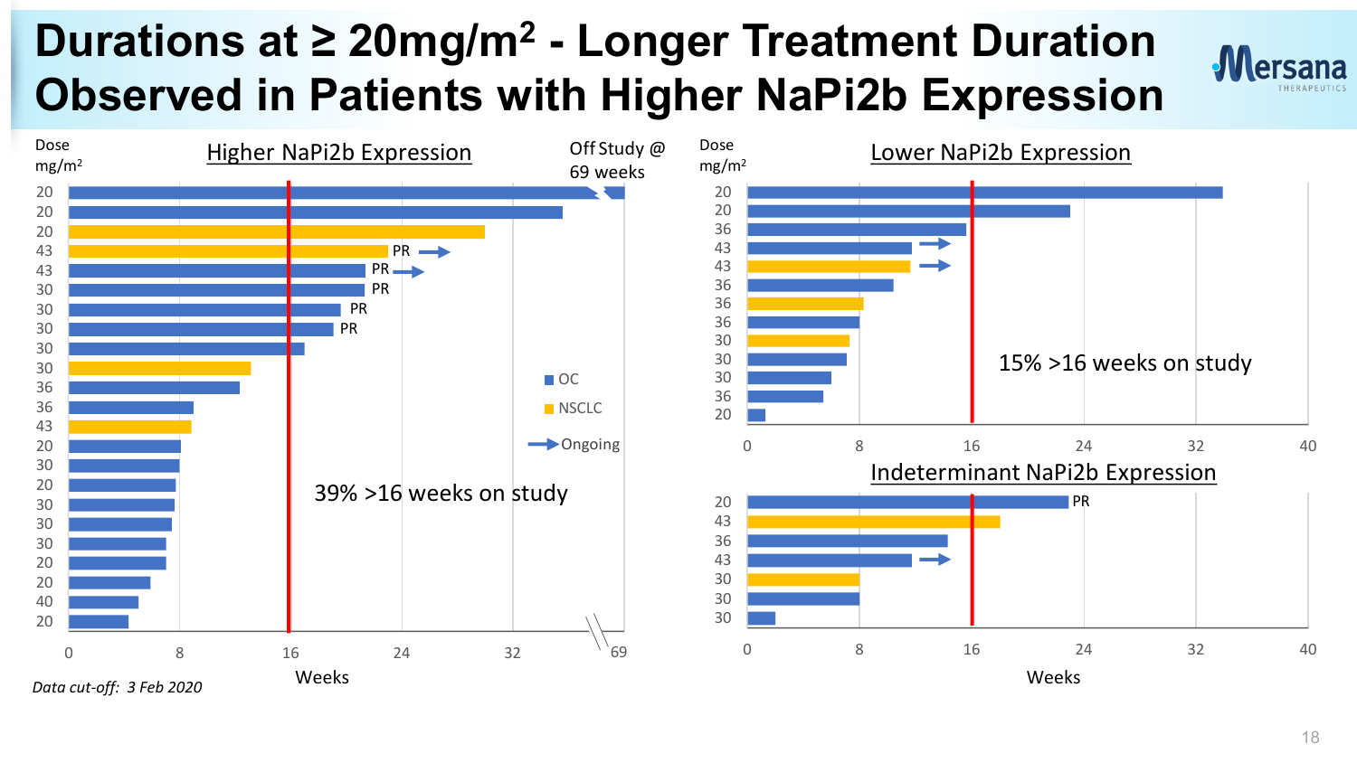# Durations at ≥ 20mg/m² - Longer Treatment Duration Observed in Patients with Higher NaPi2b Expression

## Higher NaPi2b Expression

Dose mg/m²

Off Study @ 69 weeks

| Dose mg/m² |
|---|
| 20 |
| 20 |
| 20 |
| 43 (PR, Ongoing) |
| 43 (PR, Ongoing) |
| 30 (PR) |
| 30 (PR) |
| 30 (PR) |
| 30 |
| 30 |
| 36 |
| 36 |
| 43 |
| 20 |
| 30 |
| 20 |
| 30 |
| 30 |
| 30 |
| 20 |
| 20 |
| 40 |
| 20 |

OC | NSCLC | Ongoing

39% >16 weeks on study

Weeks: 0, 8, 16, 24, 32, 69

*Data cut-off: 3 Feb 2020*

## Lower NaPi2b Expression

Dose mg/m²: 20, 20, 36, 43, 43, 36, 36, 36, 30, 30, 30, 36, 20

15% >16 weeks on study

Weeks: 0, 8, 16, 24, 32, 40

## Indeterminant NaPi2b Expression

Dose mg/m²: 20 (PR), 43, 36, 43, 30, 30, 30

Weeks: 0, 8, 16, 24, 32, 40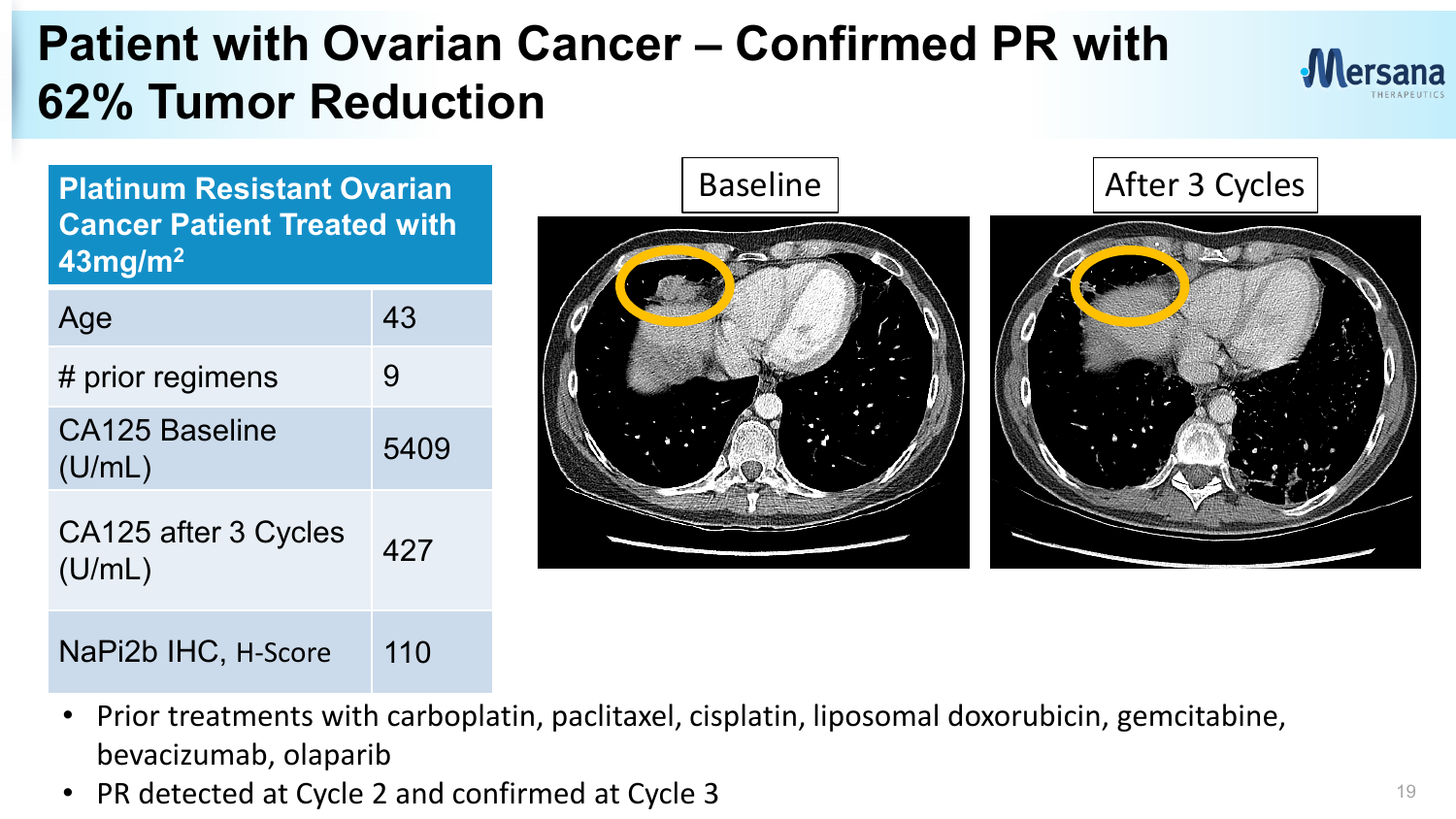# Patient with Ovarian Cancer – Confirmed PR with 62% Tumor Reduction

| Platinum Resistant Ovarian Cancer Patient Treated with 43mg/m$^2$ | |
|---|---|
| Age | 43 |
| # prior regimens | 9 |
| CA125 Baseline (U/mL) | 5409 |
| CA125 after 3 Cycles (U/mL) | 427 |
| NaPi2b IHC, H-Score | 110 |

Baseline

After 3 Cycles

- Prior treatments with carboplatin, paclitaxel, cisplatin, liposomal doxorubicin, gemcitabine, bevacizumab, olaparib
- PR detected at Cycle 2 and confirmed at Cycle 3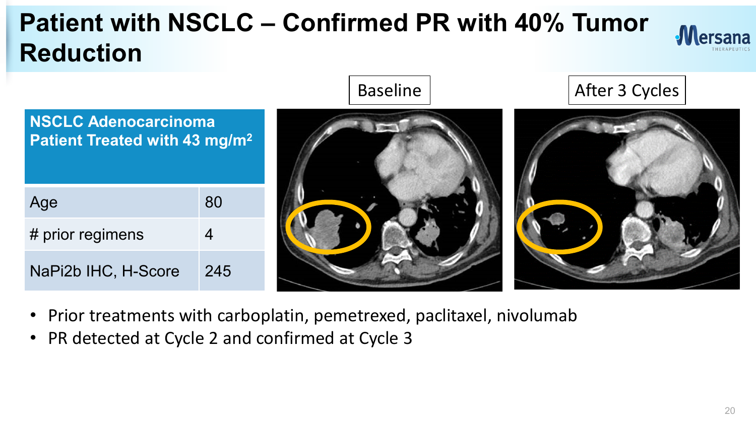# Patient with NSCLC – Confirmed PR with 40% Tumor Reduction

| NSCLC Adenocarcinoma Patient Treated with 43 mg/m² | |
|---|---|
| Age | 80 |
| # prior regimens | 4 |
| NaPi2b IHC, H-Score | 245 |

Baseline

After 3 Cycles

- Prior treatments with carboplatin, pemetrexed, paclitaxel, nivolumab
- PR detected at Cycle 2 and confirmed at Cycle 3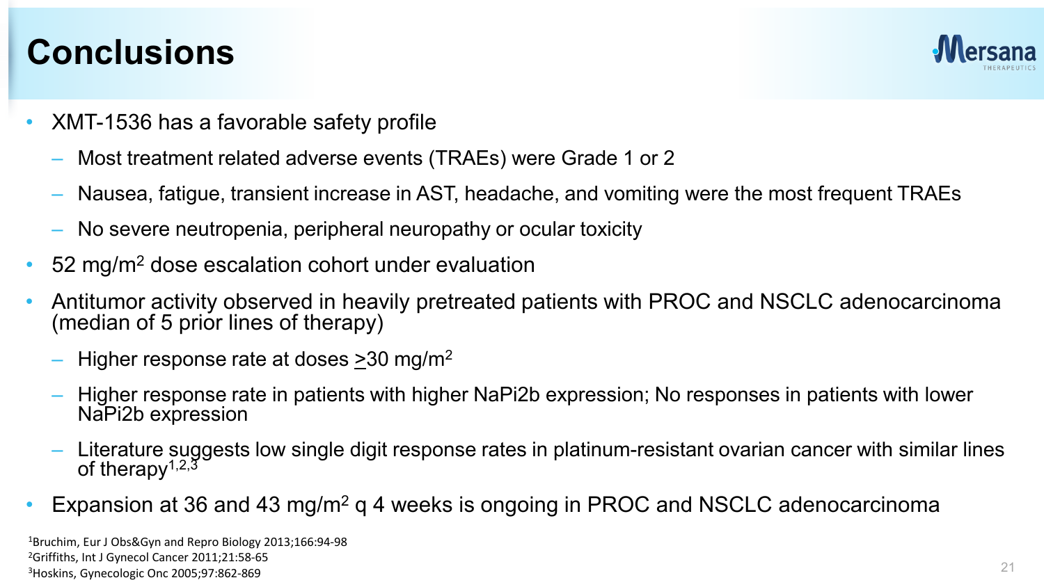# Conclusions

- XMT-1536 has a favorable safety profile
  - Most treatment related adverse events (TRAEs) were Grade 1 or 2
  - Nausea, fatigue, transient increase in AST, headache, and vomiting were the most frequent TRAEs
  - No severe neutropenia, peripheral neuropathy or ocular toxicity
- 52 $mg/m^2$ dose escalation cohort under evaluation
- Antitumor activity observed in heavily pretreated patients with PROC and NSCLC adenocarcinoma (median of 5 prior lines of therapy)
  - Higher response rate at doses $\geq$30 $mg/m^2$
  - Higher response rate in patients with higher NaPi2b expression; No responses in patients with lower NaPi2b expression
  - Literature suggests low single digit response rates in platinum-resistant ovarian cancer with similar lines of therapy[1,2,3]
- Expansion at 36 and 43 $mg/m^2$ q 4 weeks is ongoing in PROC and NSCLC adenocarcinoma

[1]Bruchim, Eur J Obs&Gyn and Repro Biology 2013;166:94-98
[2]Griffiths, Int J Gynecol Cancer 2011;21:58-65
[3]Hoskins, Gynecologic Onc 2005;97:862-869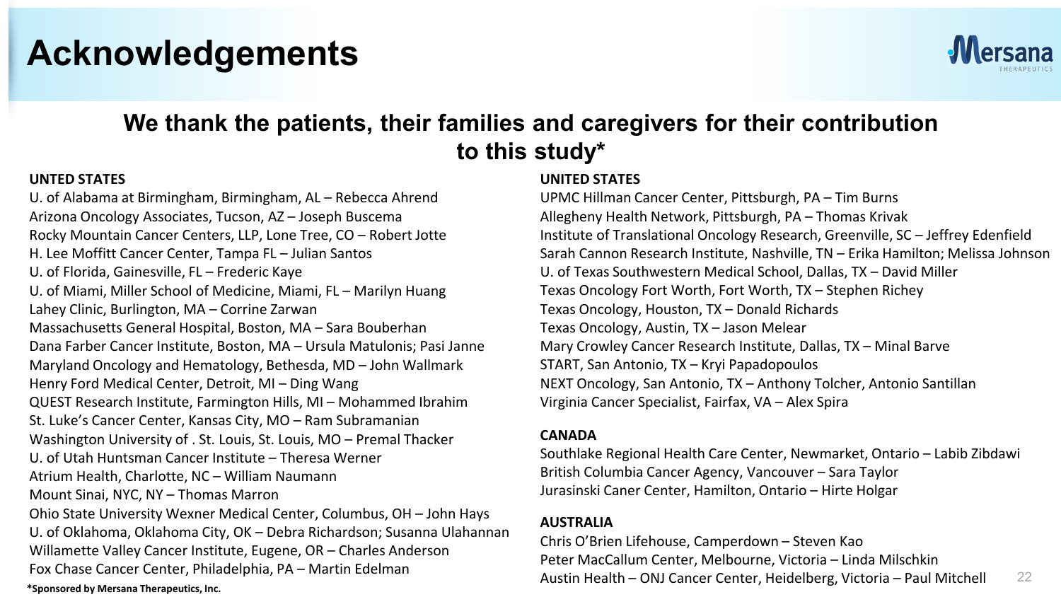# Acknowledgements

**We thank the patients, their families and caregivers for their contribution to this study***

**UNTED STATES**

U. of Alabama at Birmingham, Birmingham, AL – Rebecca Ahrend
Arizona Oncology Associates, Tucson, AZ – Joseph Buscema
Rocky Mountain Cancer Centers, LLP, Lone Tree, CO – Robert Jotte
H. Lee Moffitt Cancer Center, Tampa FL – Julian Santos
U. of Florida, Gainesville, FL – Frederic Kaye
U. of Miami, Miller School of Medicine, Miami, FL – Marilyn Huang
Lahey Clinic, Burlington, MA – Corrine Zarwan
Massachusetts General Hospital, Boston, MA – Sara Bouberhan
Dana Farber Cancer Institute, Boston, MA – Ursula Matulonis; Pasi Janne
Maryland Oncology and Hematology, Bethesda, MD – John Wallmark
Henry Ford Medical Center, Detroit, MI – Ding Wang
QUEST Research Institute, Farmington Hills, MI – Mohammed Ibrahim
St. Luke's Cancer Center, Kansas City, MO – Ram Subramanian
Washington University of . St. Louis, St. Louis, MO – Premal Thacker
U. of Utah Huntsman Cancer Institute – Theresa Werner
Atrium Health, Charlotte, NC – William Naumann
Mount Sinai, NYC, NY – Thomas Marron
Ohio State University Wexner Medical Center, Columbus, OH – John Hays
U. of Oklahoma, Oklahoma City, OK – Debra Richardson; Susanna Ulahannan
Willamette Valley Cancer Institute, Eugene, OR – Charles Anderson
Fox Chase Cancer Center, Philadelphia, PA – Martin Edelman

**UNITED STATES**

UPMC Hillman Cancer Center, Pittsburgh, PA – Tim Burns
Allegheny Health Network, Pittsburgh, PA – Thomas Krivak
Institute of Translational Oncology Research, Greenville, SC – Jeffrey Edenfield
Sarah Cannon Research Institute, Nashville, TN – Erika Hamilton; Melissa Johnson
U. of Texas Southwestern Medical School, Dallas, TX – David Miller
Texas Oncology Fort Worth, Fort Worth, TX – Stephen Richey
Texas Oncology, Houston, TX – Donald Richards
Texas Oncology, Austin, TX – Jason Melear
Mary Crowley Cancer Research Institute, Dallas, TX – Minal Barve
START, San Antonio, TX – Kryi Papadopoulos
NEXT Oncology, San Antonio, TX – Anthony Tolcher, Antonio Santillan
Virginia Cancer Specialist, Fairfax, VA – Alex Spira

**CANADA**

Southlake Regional Health Care Center, Newmarket, Ontario – Labib Zibdawi
British Columbia Cancer Agency, Vancouver – Sara Taylor
Jurasinski Caner Center, Hamilton, Ontario – Hirte Holgar

**AUSTRALIA**

Chris O'Brien Lifehouse, Camperdown – Steven Kao
Peter MacCallum Center, Melbourne, Victoria – Linda Milschkin
Austin Health – ONJ Cancer Center, Heidelberg, Victoria – Paul Mitchell

***Sponsored by Mersana Therapeutics, Inc.**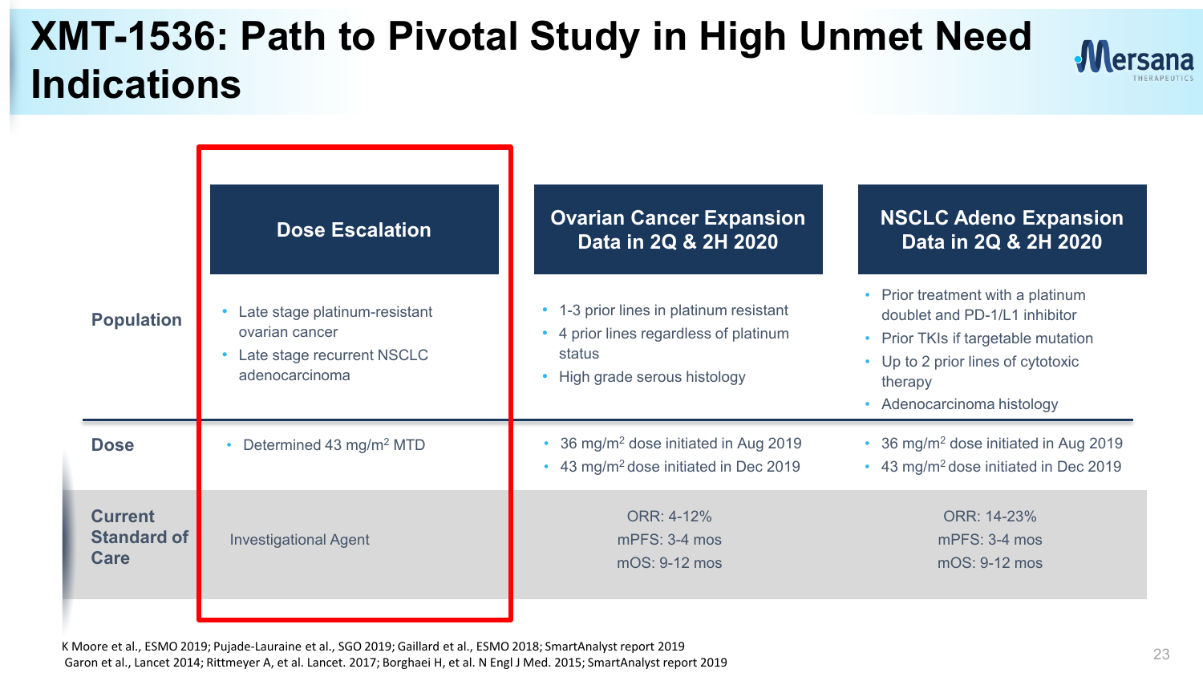# XMT-1536: Path to Pivotal Study in High Unmet Need Indications

| | Dose Escalation | Ovarian Cancer Expansion Data in 2Q & 2H 2020 | NSCLC Adeno Expansion Data in 2Q & 2H 2020 |
|---|---|---|---|
| **Population** | • Late stage platinum-resistant ovarian cancer<br>• Late stage recurrent NSCLC adenocarcinoma | • 1-3 prior lines in platinum resistant<br>• 4 prior lines regardless of platinum status<br>• High grade serous histology | • Prior treatment with a platinum doublet and PD-1/L1 inhibitor<br>• Prior TKIs if targetable mutation<br>• Up to 2 prior lines of cytotoxic therapy<br>• Adenocarcinoma histology |
| **Dose** | • Determined 43 mg/m$^2$ MTD | • 36 mg/m$^2$ dose initiated in Aug 2019<br>• 43 mg/m$^2$ dose initiated in Dec 2019 | • 36 mg/m$^2$ dose initiated in Aug 2019<br>• 43 mg/m$^2$ dose initiated in Dec 2019 |
| **Current Standard of Care** | Investigational Agent | ORR: 4-12%<br>mPFS: 3-4 mos<br>mOS: 9-12 mos | ORR: 14-23%<br>mPFS: 3-4 mos<br>mOS: 9-12 mos |

K Moore et al., ESMO 2019; Pujade-Lauraine et al., SGO 2019; Gaillard et al., ESMO 2018; SmartAnalyst report 2019
Garon et al., Lancet 2014; Rittmeyer A, et al. Lancet. 2017; Borghaei H, et al. N Engl J Med. 2015; SmartAnalyst report 2019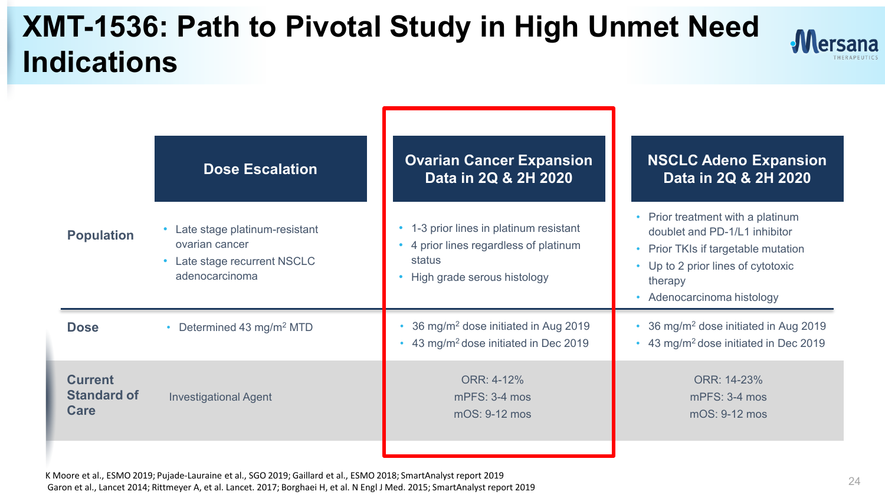# XMT-1536: Path to Pivotal Study in High Unmet Need Indications

| | Dose Escalation | Ovarian Cancer Expansion Data in 2Q & 2H 2020 | NSCLC Adeno Expansion Data in 2Q & 2H 2020 |
|---|---|---|---|
| **Population** | • Late stage platinum-resistant ovarian cancer<br>• Late stage recurrent NSCLC adenocarcinoma | • 1-3 prior lines in platinum resistant<br>• 4 prior lines regardless of platinum status<br>• High grade serous histology | • Prior treatment with a platinum doublet and PD-1/L1 inhibitor<br>• Prior TKIs if targetable mutation<br>• Up to 2 prior lines of cytotoxic therapy<br>• Adenocarcinoma histology |
| **Dose** | • Determined 43 mg/m$^2$ MTD | • 36 mg/m$^2$ dose initiated in Aug 2019<br>• 43 mg/m$^2$ dose initiated in Dec 2019 | • 36 mg/m$^2$ dose initiated in Aug 2019<br>• 43 mg/m$^2$ dose initiated in Dec 2019 |
| **Current Standard of Care** | Investigational Agent | ORR: 4-12%<br>mPFS: 3-4 mos<br>mOS: 9-12 mos | ORR: 14-23%<br>mPFS: 3-4 mos<br>mOS: 9-12 mos |

K Moore et al., ESMO 2019; Pujade-Lauraine et al., SGO 2019; Gaillard et al., ESMO 2018; SmartAnalyst report 2019
Garon et al., Lancet 2014; Rittmeyer A, et al. Lancet. 2017; Borghaei H, et al. N Engl J Med. 2015; SmartAnalyst report 2019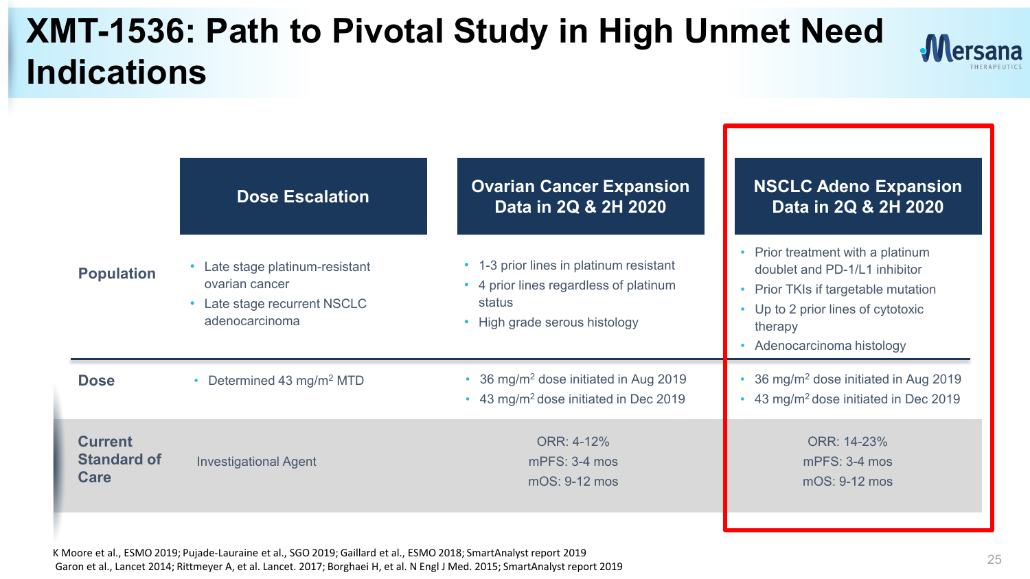# XMT-1536: Path to Pivotal Study in High Unmet Need Indications

| | Dose Escalation | Ovarian Cancer Expansion Data in 2Q & 2H 2020 | NSCLC Adeno Expansion Data in 2Q & 2H 2020 |
|---|---|---|---|
| **Population** | • Late stage platinum-resistant ovarian cancer<br>• Late stage recurrent NSCLC adenocarcinoma | • 1-3 prior lines in platinum resistant<br>• 4 prior lines regardless of platinum status<br>• High grade serous histology | • Prior treatment with a platinum doublet and PD-1/L1 inhibitor<br>• Prior TKIs if targetable mutation<br>• Up to 2 prior lines of cytotoxic therapy<br>• Adenocarcinoma histology |
| **Dose** | • Determined 43 mg/m$^2$ MTD | • 36 mg/m$^2$ dose initiated in Aug 2019<br>• 43 mg/m$^2$ dose initiated in Dec 2019 | • 36 mg/m$^2$ dose initiated in Aug 2019<br>• 43 mg/m$^2$ dose initiated in Dec 2019 |
| **Current Standard of Care** | Investigational Agent | ORR: 4-12%<br>mPFS: 3-4 mos<br>mOS: 9-12 mos | ORR: 14-23%<br>mPFS: 3-4 mos<br>mOS: 9-12 mos |

K Moore et al., ESMO 2019; Pujade-Lauraine et al., SGO 2019; Gaillard et al., ESMO 2018; SmartAnalyst report 2019
Garon et al., Lancet 2014; Rittmeyer A, et al. Lancet. 2017; Borghaei H, et al. N Engl J Med. 2015; SmartAnalyst report 2019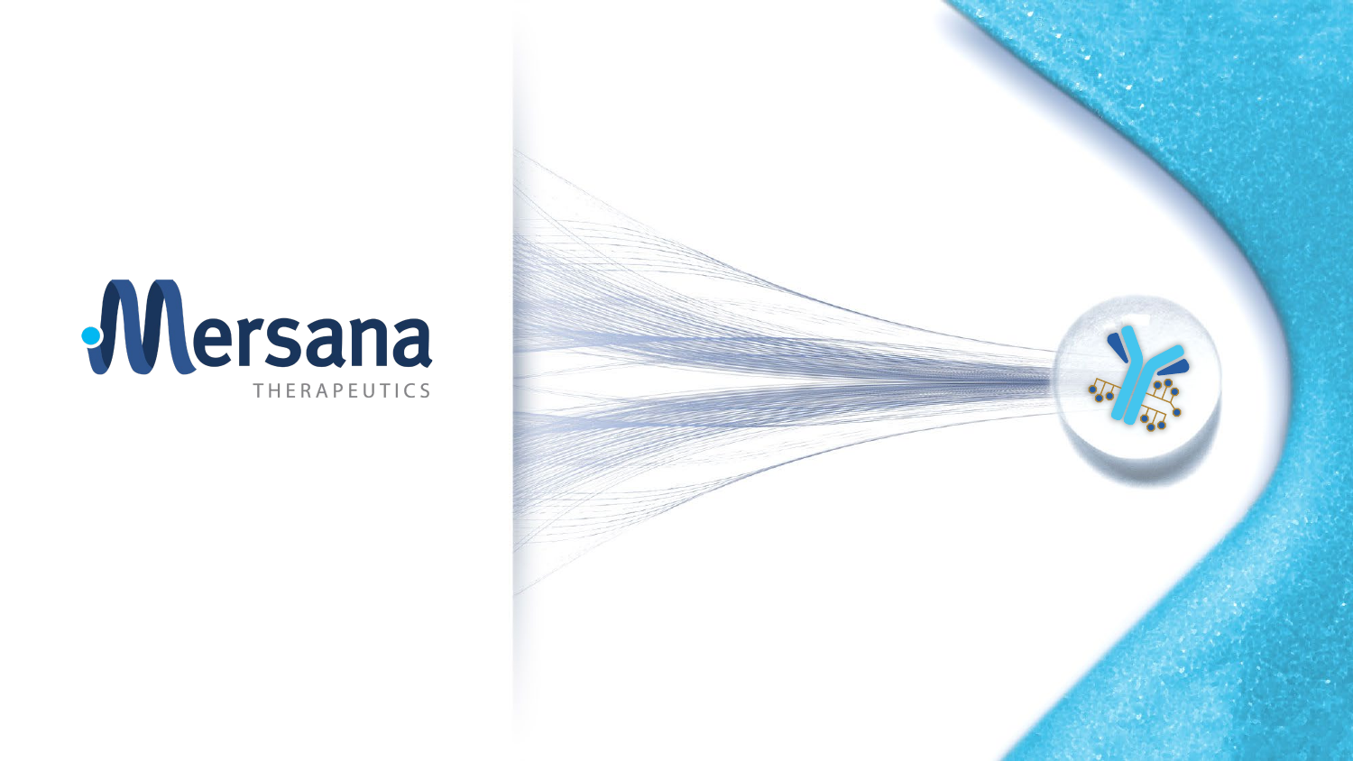Mersana

THERAPEUTICS